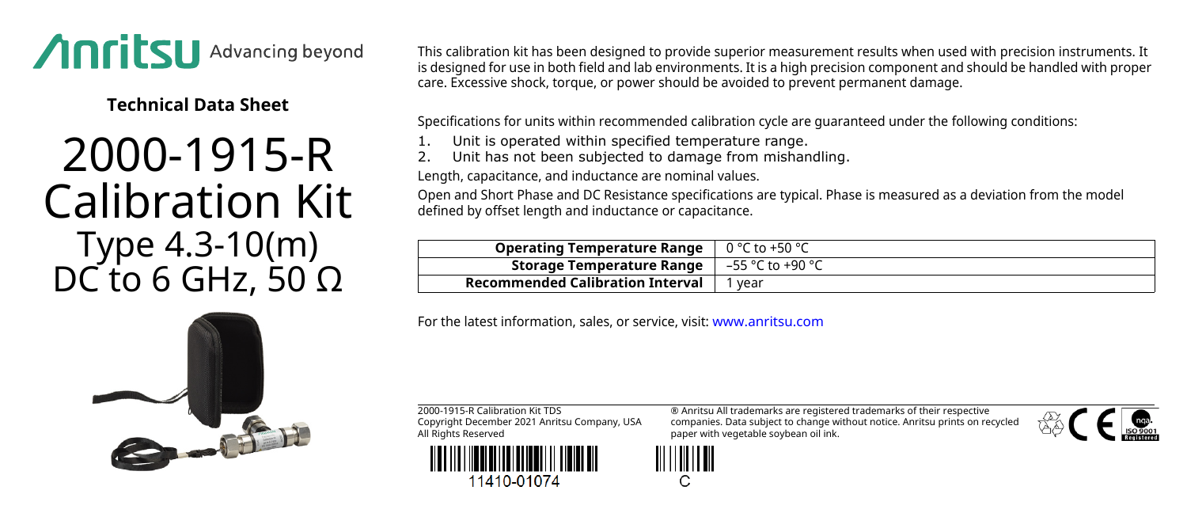Anritsu Advancing beyond

**Technical Data Sheet**

# 2000-1915-R Calibration Kit

## Type 4.3-10(m) DC to 6 GHz, 50 Ω

This calibration kit has been designed to provide superior measurement results when used with precision instruments. It is designed for use in both field and lab environments. It is a high precision component and should be handled with proper care. Excessive shock, torque, or power should be avoided to prevent permanent damage.

Specifications for units within recommended calibration cycle are guaranteed under the following conditions:

1. Unit is operated within specified temperature range.
2. Unit has not been subjected to damage from mishandling.

Length, capacitance, and inductance are nominal values.

Open and Short Phase and DC Resistance specifications are typical. Phase is measured as a deviation from the model defined by offset length and inductance or capacitance.

| | |
|---|---|
| **Operating Temperature Range** | 0 °C to +50 °C |
| **Storage Temperature Range** | –55 °C to +90 °C |
| **Recommended Calibration Interval** | 1 year |

For the latest information, sales, or service, visit: www.anritsu.com

2000-1915-R Calibration Kit TDS
Copyright December 2021 Anritsu Company, USA
All Rights Reserved

® Anritsu All trademarks are registered trademarks of their respective companies. Data subject to change without notice. Anritsu prints on recycled paper with vegetable soybean oil ink.

11410-01074

C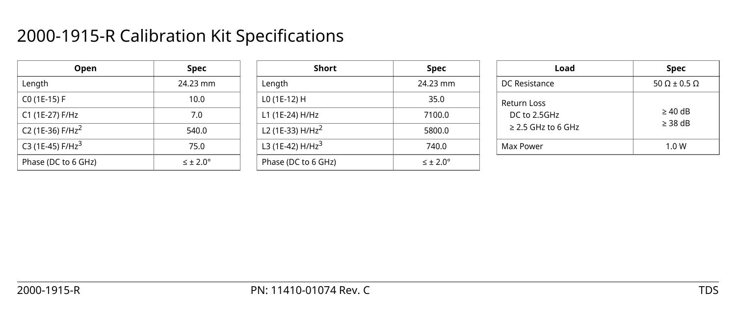# 2000-1915-R Calibration Kit Specifications

| Open | Spec |
|---|---|
| Length | 24.23 mm |
| C0 (1E-15) F | 10.0 |
| C1 (1E-27) F/Hz | 7.0 |
| C2 (1E-36) F/Hz$^2$ | 540.0 |
| C3 (1E-45) F/Hz$^3$ | 75.0 |
| Phase (DC to 6 GHz) | ≤ ± 2.0° |

| Short | Spec |
|---|---|
| Length | 24.23 mm |
| L0 (1E-12) H | 35.0 |
| L1 (1E-24) H/Hz | 7100.0 |
| L2 (1E-33) H/Hz$^2$ | 5800.0 |
| L3 (1E-42) H/Hz$^3$ | 740.0 |
| Phase (DC to 6 GHz) | ≤ ± 2.0° |

| Load | Spec |
|---|---|
| DC Resistance | 50 Ω ± 0.5 Ω |
| Return Loss<br>DC to 2.5GHz<br>≥ 2.5 GHz to 6 GHz | <br>≥ 40 dB<br>≥ 38 dB |
| Max Power | 1.0 W |